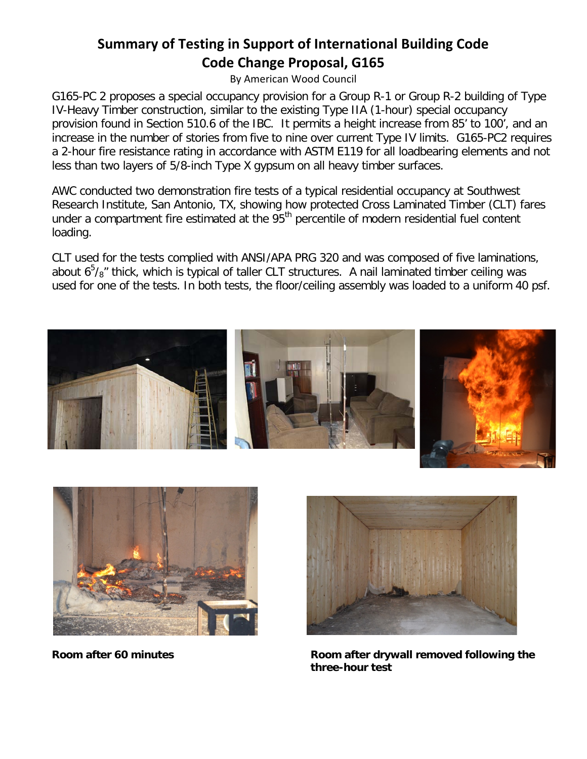# Summary of Testing in Support of International Building Code Code Change Proposal, G165

By American Wood Council

G165-PC 2 proposes a special occupancy provision for a Group R-1 or Group R-2 building of Type IV-Heavy Timber construction, similar to the existing Type IIA (1-hour) special occupancy provision found in Section 510.6 of the IBC. It permits a height increase from 85' to 100', and an increase in the number of stories from five to nine over current Type IV limits. G165-PC2 requires a 2-hour fire resistance rating in accordance with ASTM E119 for all loadbearing elements and not less than two layers of 5/8-inch Type X gypsum on all heavy timber surfaces.

AWC conducted two demonstration fire tests of a typical residential occupancy at Southwest Research Institute, San Antonio, TX, showing how protected Cross Laminated Timber (CLT) fares under a compartment fire estimated at the 95th percentile of modern residential fuel content loading.

CLT used for the tests complied with ANSI/APA PRG 320 and was composed of five laminations, about 6 5/8" thick, which is typical of taller CLT structures. A nail laminated timber ceiling was used for one of the tests. In both tests, the floor/ceiling assembly was loaded to a uniform 40 psf.

**Room after 60 minutes**

**Room after drywall removed following the three-hour test**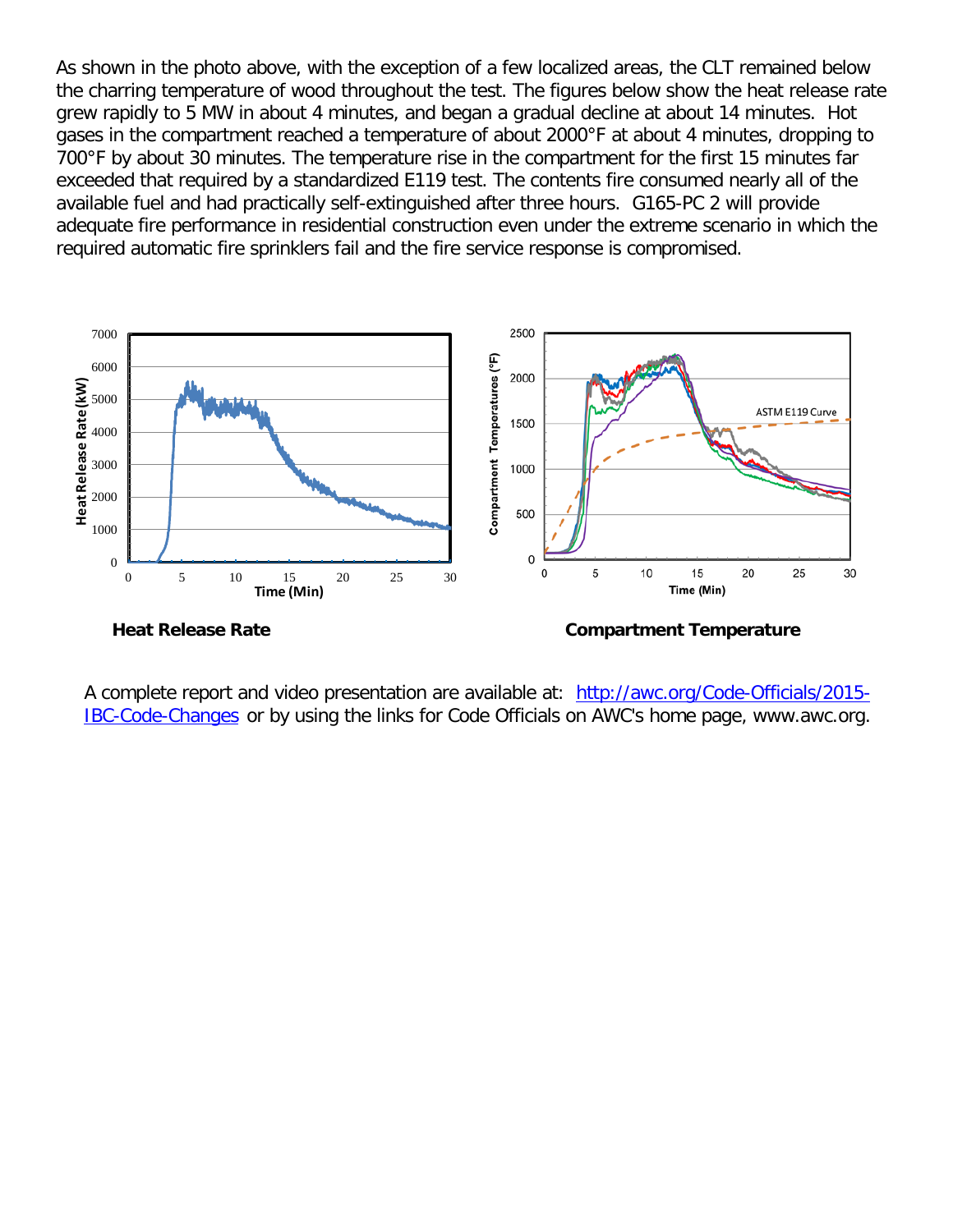As shown in the photo above, with the exception of a few localized areas, the CLT remained below the charring temperature of wood throughout the test. The figures below show the heat release rate grew rapidly to 5 MW in about 4 minutes, and began a gradual decline at about 14 minutes. Hot gases in the compartment reached a temperature of about 2000°F at about 4 minutes, dropping to 700°F by about 30 minutes. The temperature rise in the compartment for the first 15 minutes far exceeded that required by a standardized E119 test. The contents fire consumed nearly all of the available fuel and had practically self-extinguished after three hours. G165-PC 2 will provide adequate fire performance in residential construction even under the extreme scenario in which the required automatic fire sprinklers fail and the fire service response is compromised.

Heat Release Rate (kW)

7000
6000
5000
4000
3000
2000
1000
0

0 5 10 15 20 25 30

Time (Min)

**Heat Release Rate**

Compartment Temperatures (°F)

2500
2000
1500
1000
500
0

0 5 10 15 20 25 30

Time (Min)

ASTM E119 Curve

**Compartment Temperature**

A complete report and video presentation are available at: [http://awc.org/Code-Officials/2015-IBC-Code-Changes](http://awc.org/Code-Officials/2015-IBC-Code-Changes) or by using the links for Code Officials on AWC's home page, www.awc.org.